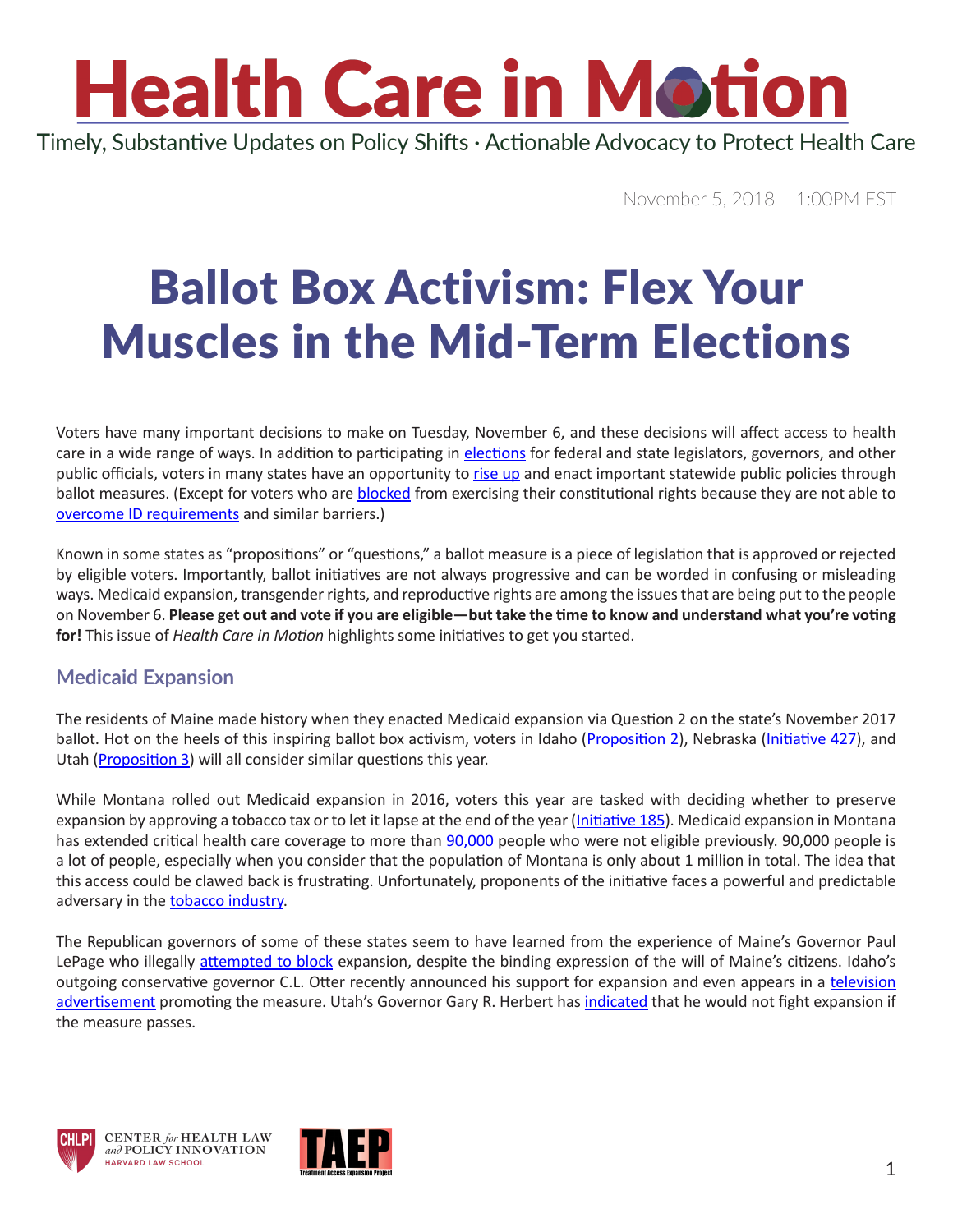# Health Care in Motion

Timely, Substantive Updates on Policy Shifts · Actionable Advocacy to Protect Health Care

November 5, 2018 1:00PM EST

# Ballot Box Activism: Flex Your Muscles in the Mid-Term Elections

Voters have many important decisions to make on Tuesday, November 6, and these decisions will affect access to health care in a wide range of ways. In addition to participating in elections for federal and state legislators, governors, and other public officials, voters in many states have an opportunity to rise up and enact important statewide public policies through ballot measures. (Except for voters who are blocked from exercising their constitutional rights because they are not able to overcome ID requirements and similar barriers.)

Known in some states as "propositions" or "questions," a ballot measure is a piece of legislation that is approved or rejected by eligible voters. Importantly, ballot initiatives are not always progressive and can be worded in confusing or misleading ways. Medicaid expansion, transgender rights, and reproductive rights are among the issues that are being put to the people on November 6. **Please get out and vote if you are eligible—but take the time to know and understand what you're voting for!** This issue of *Health Care in Motion* highlights some initiatives to get you started.

## Medicaid Expansion

The residents of Maine made history when they enacted Medicaid expansion via Question 2 on the state's November 2017 ballot. Hot on the heels of this inspiring ballot box activism, voters in Idaho (Proposition 2), Nebraska (Initiative 427), and Utah (Proposition 3) will all consider similar questions this year.

While Montana rolled out Medicaid expansion in 2016, voters this year are tasked with deciding whether to preserve expansion by approving a tobacco tax or to let it lapse at the end of the year (Initiative 185). Medicaid expansion in Montana has extended critical health care coverage to more than 90,000 people who were not eligible previously. 90,000 people is a lot of people, especially when you consider that the population of Montana is only about 1 million in total. The idea that this access could be clawed back is frustrating. Unfortunately, proponents of the initiative faces a powerful and predictable adversary in the tobacco industry.

The Republican governors of some of these states seem to have learned from the experience of Maine's Governor Paul LePage who illegally attempted to block expansion, despite the binding expression of the will of Maine's citizens. Idaho's outgoing conservative governor C.L. Otter recently announced his support for expansion and even appears in a television advertisement promoting the measure. Utah's Governor Gary R. Herbert has indicated that he would not fight expansion if the measure passes.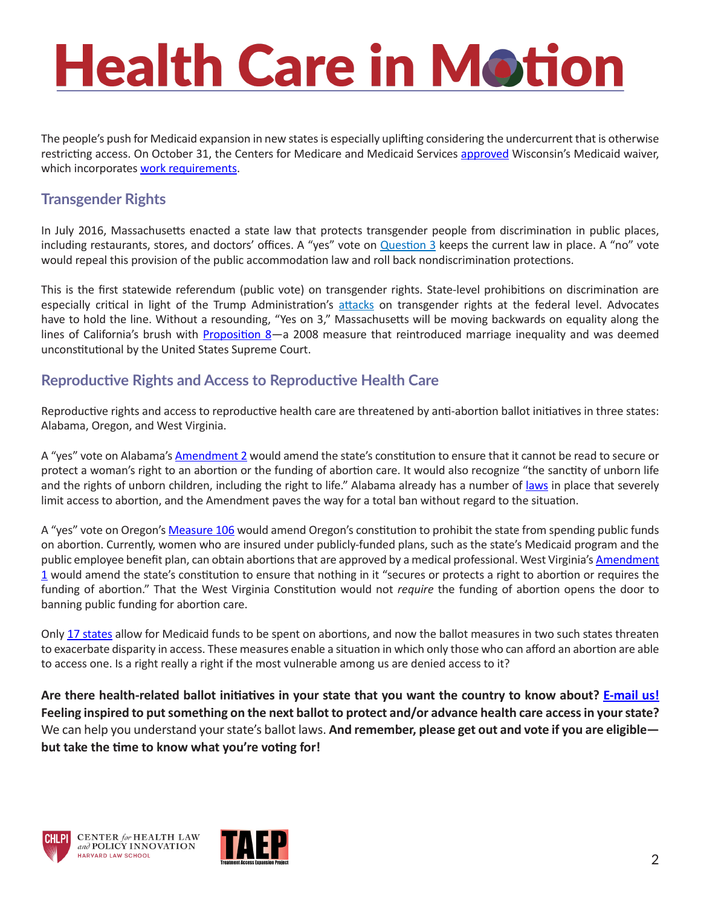The people's push for Medicaid expansion in new states is especially uplifting considering the undercurrent that is otherwise restricting access. On October 31, the Centers for Medicare and Medicaid Services approved Wisconsin's Medicaid waiver, which incorporates work requirements.

## Transgender Rights

In July 2016, Massachusetts enacted a state law that protects transgender people from discrimination in public places, including restaurants, stores, and doctors' offices. A "yes" vote on Question 3 keeps the current law in place. A "no" vote would repeal this provision of the public accommodation law and roll back nondiscrimination protections.

This is the first statewide referendum (public vote) on transgender rights. State-level prohibitions on discrimination are especially critical in light of the Trump Administration's attacks on transgender rights at the federal level. Advocates have to hold the line. Without a resounding, "Yes on 3," Massachusetts will be moving backwards on equality along the lines of California's brush with Proposition 8—a 2008 measure that reintroduced marriage inequality and was deemed unconstitutional by the United States Supreme Court.

## Reproductive Rights and Access to Reproductive Health Care

Reproductive rights and access to reproductive health care are threatened by anti-abortion ballot initiatives in three states: Alabama, Oregon, and West Virginia.

A "yes" vote on Alabama's Amendment 2 would amend the state's constitution to ensure that it cannot be read to secure or protect a woman's right to an abortion or the funding of abortion care. It would also recognize "the sanctity of unborn life and the rights of unborn children, including the right to life." Alabama already has a number of laws in place that severely limit access to abortion, and the Amendment paves the way for a total ban without regard to the situation.

A "yes" vote on Oregon's Measure 106 would amend Oregon's constitution to prohibit the state from spending public funds on abortion. Currently, women who are insured under publicly-funded plans, such as the state's Medicaid program and the public employee benefit plan, can obtain abortions that are approved by a medical professional. West Virginia's Amendment 1 would amend the state's constitution to ensure that nothing in it "secures or protects a right to abortion or requires the funding of abortion." That the West Virginia Constitution would not *require* the funding of abortion opens the door to banning public funding for abortion care.

Only 17 states allow for Medicaid funds to be spent on abortions, and now the ballot measures in two such states threaten to exacerbate disparity in access. These measures enable a situation in which only those who can afford an abortion are able to access one. Is a right really a right if the most vulnerable among us are denied access to it?

**Are there health-related ballot initiatives in your state that you want the country to know about? E-mail us! Feeling inspired to put something on the next ballot to protect and/or advance health care access in your state?** We can help you understand your state's ballot laws. **And remember, please get out and vote if you are eligible—but take the time to know what you're voting for!**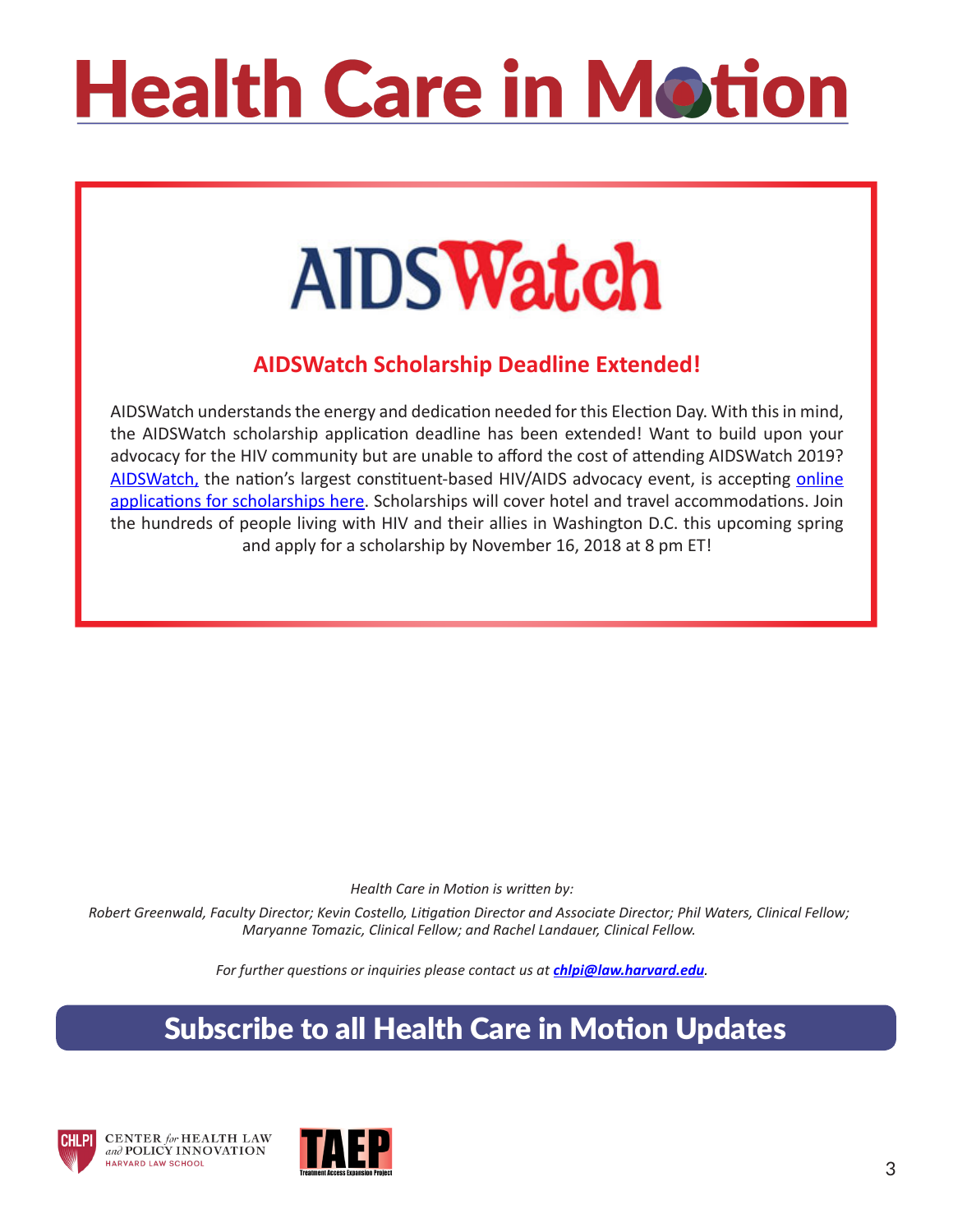# Health Care in Motion

## AIDSWatch

### AIDSWatch Scholarship Deadline Extended!

AIDSWatch understands the energy and dedication needed for this Election Day. With this in mind, the AIDSWatch scholarship application deadline has been extended! Want to build upon your advocacy for the HIV community but are unable to afford the cost of attending AIDSWatch 2019? AIDSWatch, the nation's largest constituent-based HIV/AIDS advocacy event, is accepting online applications for scholarships here. Scholarships will cover hotel and travel accommodations. Join the hundreds of people living with HIV and their allies in Washington D.C. this upcoming spring and apply for a scholarship by November 16, 2018 at 8 pm ET!

*Health Care in Motion is written by:*

*Robert Greenwald, Faculty Director; Kevin Costello, Litigation Director and Associate Director; Phil Waters, Clinical Fellow; Maryanne Tomazic, Clinical Fellow; and Rachel Landauer, Clinical Fellow.*

*For further questions or inquiries please contact us at **chlpi@law.harvard.edu**.*

**Subscribe to all Health Care in Motion Updates**

CHLPI CENTER *for* HEALTH LAW *and* POLICY INNOVATION HARVARD LAW SCHOOL

TAEP Treatment Access Expansion Project